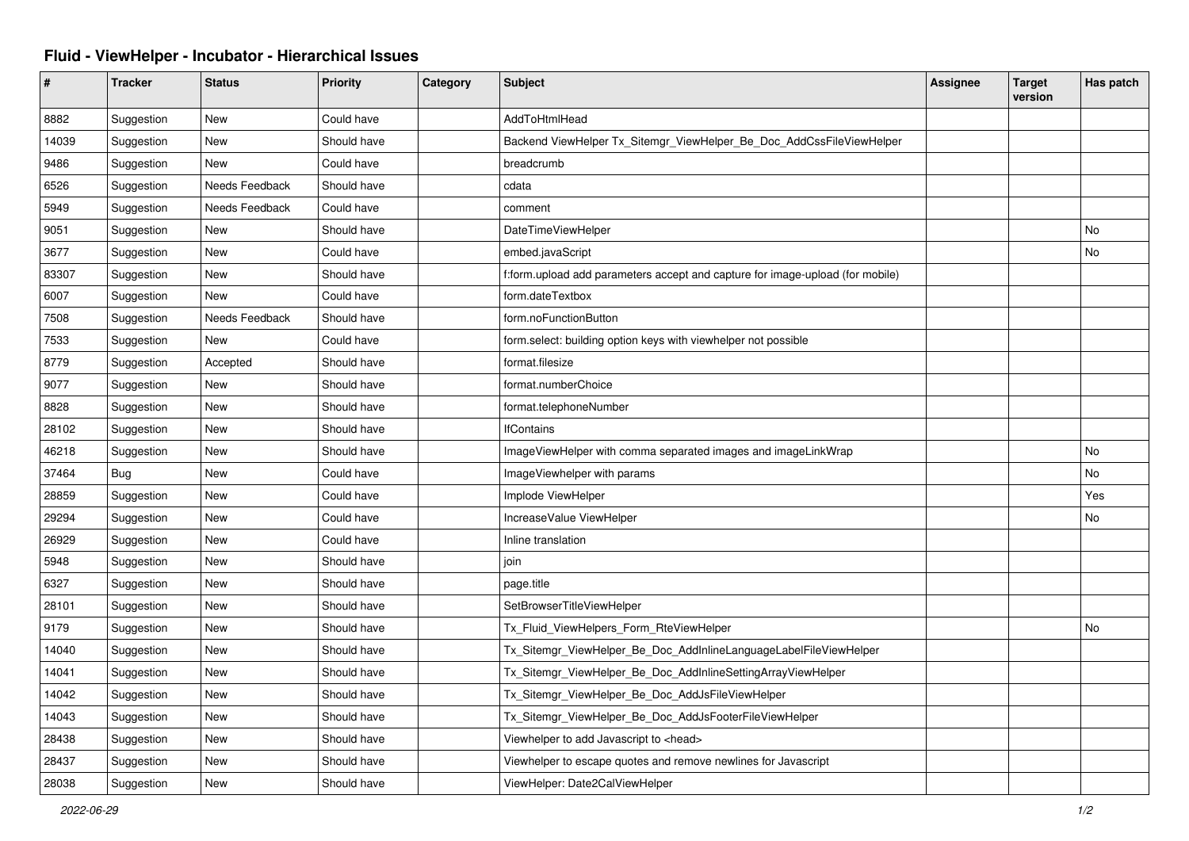# Fluid - ViewHelper - Incubator - Hierarchical Issues

| # | Tracker | Status | Priority | Category | Subject | Assignee | Target version | Has patch |
|---|---|---|---|---|---|---|---|---|
| 8882 | Suggestion | New | Could have | | AddToHtmlHead | | | |
| 14039 | Suggestion | New | Should have | | Backend ViewHelper Tx_Sitemgr_ViewHelper_Be_Doc_AddCssFileViewHelper | | | |
| 9486 | Suggestion | New | Could have | | breadcrumb | | | |
| 6526 | Suggestion | Needs Feedback | Should have | | cdata | | | |
| 5949 | Suggestion | Needs Feedback | Could have | | comment | | | |
| 9051 | Suggestion | New | Should have | | DateTimeViewHelper | | | No |
| 3677 | Suggestion | New | Could have | | embed.javaScript | | | No |
| 83307 | Suggestion | New | Should have | | f:form.upload add parameters accept and capture for image-upload (for mobile) | | | |
| 6007 | Suggestion | New | Could have | | form.dateTextbox | | | |
| 7508 | Suggestion | Needs Feedback | Should have | | form.noFunctionButton | | | |
| 7533 | Suggestion | New | Could have | | form.select: building option keys with viewhelper not possible | | | |
| 8779 | Suggestion | Accepted | Should have | | format.filesize | | | |
| 9077 | Suggestion | New | Should have | | format.numberChoice | | | |
| 8828 | Suggestion | New | Should have | | format.telephoneNumber | | | |
| 28102 | Suggestion | New | Should have | | IfContains | | | |
| 46218 | Suggestion | New | Should have | | ImageViewHelper with comma separated images and imageLinkWrap | | | No |
| 37464 | Bug | New | Could have | | ImageViewhelper with params | | | No |
| 28859 | Suggestion | New | Could have | | Implode ViewHelper | | | Yes |
| 29294 | Suggestion | New | Could have | | IncreaseValue ViewHelper | | | No |
| 26929 | Suggestion | New | Could have | | Inline translation | | | |
| 5948 | Suggestion | New | Should have | | join | | | |
| 6327 | Suggestion | New | Should have | | page.title | | | |
| 28101 | Suggestion | New | Should have | | SetBrowserTitleViewHelper | | | |
| 9179 | Suggestion | New | Should have | | Tx_Fluid_ViewHelpers_Form_RteViewHelper | | | No |
| 14040 | Suggestion | New | Should have | | Tx_Sitemgr_ViewHelper_Be_Doc_AddInlineLanguageLabelFileViewHelper | | | |
| 14041 | Suggestion | New | Should have | | Tx_Sitemgr_ViewHelper_Be_Doc_AddInlineSettingArrayViewHelper | | | |
| 14042 | Suggestion | New | Should have | | Tx_Sitemgr_ViewHelper_Be_Doc_AddJsFileViewHelper | | | |
| 14043 | Suggestion | New | Should have | | Tx_Sitemgr_ViewHelper_Be_Doc_AddJsFooterFileViewHelper | | | |
| 28438 | Suggestion | New | Should have | | Viewhelper to add Javascript to <head> | | | |
| 28437 | Suggestion | New | Should have | | Viewhelper to escape quotes and remove newlines for Javascript | | | |
| 28038 | Suggestion | New | Should have | | ViewHelper: Date2CalViewHelper | | | |

*2022-06-29*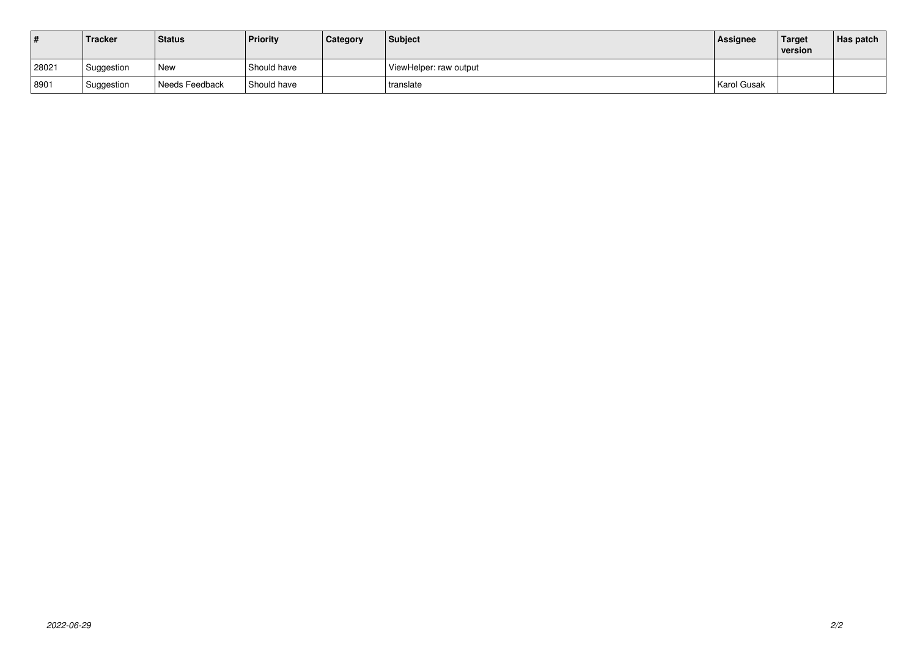| # | Tracker | Status | Priority | Category | Subject | Assignee | Target version | Has patch |
|---|---|---|---|---|---|---|---|---|
| 28021 | Suggestion | New | Should have | | ViewHelper: raw output | | | |
| 8901 | Suggestion | Needs Feedback | Should have | | translate | Karol Gusak | | |